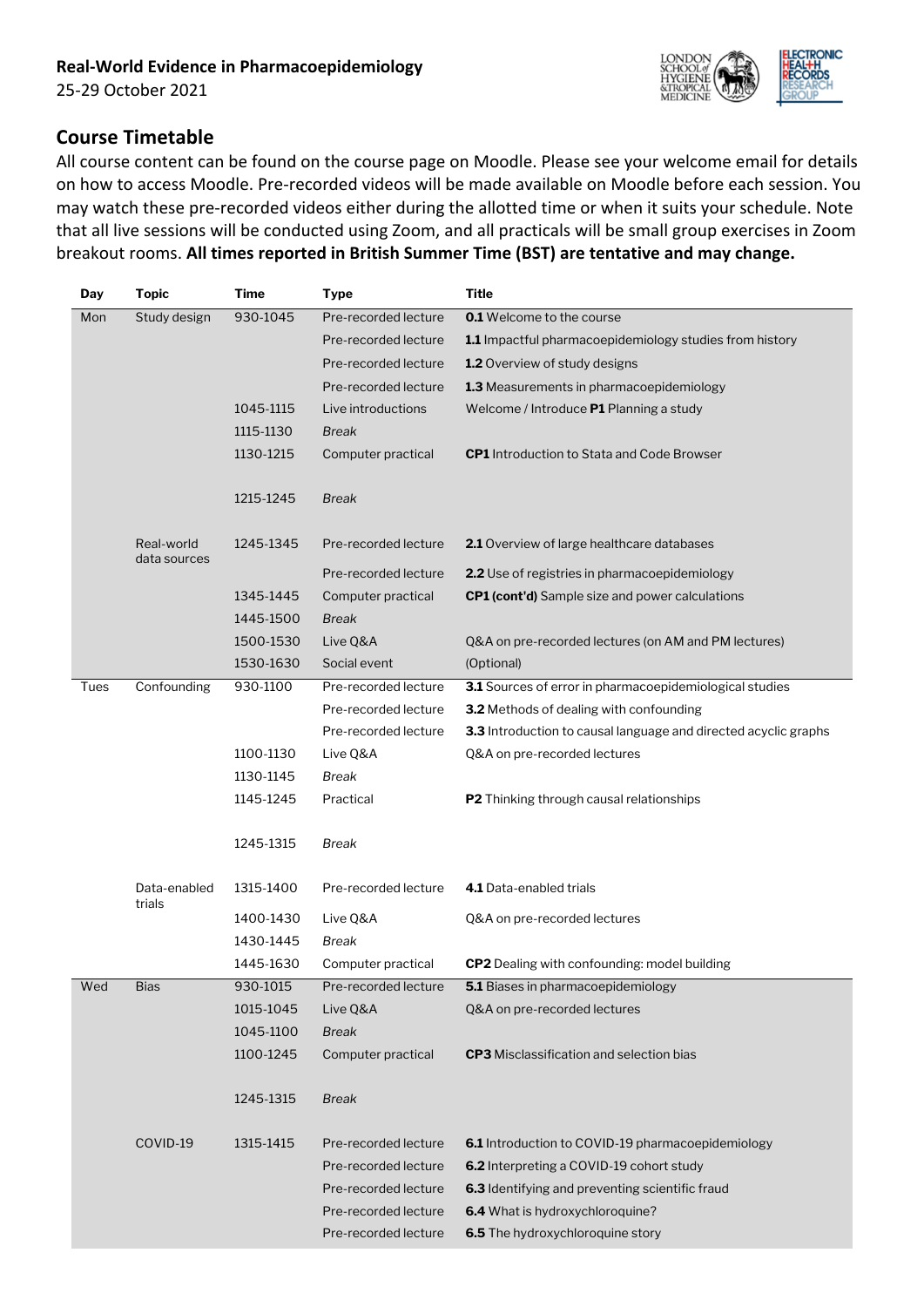**Real-World Evidence in Pharmacoepidemiology**
25-29 October 2021

## Course Timetable

All course content can be found on the course page on Moodle. Please see your welcome email for details on how to access Moodle. Pre-recorded videos will be made available on Moodle before each session. You may watch these pre-recorded videos either during the allotted time or when it suits your schedule. Note that all live sessions will be conducted using Zoom, and all practicals will be small group exercises in Zoom breakout rooms. **All times reported in British Summer Time (BST) are tentative and may change.**

| Day | Topic | Time | Type | Title |
|---|---|---|---|---|
| Mon | Study design | 930-1045 | Pre-recorded lecture | **0.1** Welcome to the course |
| | | | Pre-recorded lecture | **1.1** Impactful pharmacoepidemiology studies from history |
| | | | Pre-recorded lecture | **1.2** Overview of study designs |
| | | | Pre-recorded lecture | **1.3** Measurements in pharmacoepidemiology |
| | | 1045-1115 | Live introductions | Welcome / Introduce **P1** Planning a study |
| | | 1115-1130 | *Break* | |
| | | 1130-1215 | Computer practical | **CP1** Introduction to Stata and Code Browser |
| | | 1215-1245 | *Break* | |
| | Real-world data sources | 1245-1345 | Pre-recorded lecture | **2.1** Overview of large healthcare databases |
| | | | Pre-recorded lecture | **2.2** Use of registries in pharmacoepidemiology |
| | | 1345-1445 | Computer practical | **CP1 (cont'd)** Sample size and power calculations |
| | | 1445-1500 | *Break* | |
| | | 1500-1530 | Live Q&A | Q&A on pre-recorded lectures (on AM and PM lectures) |
| | | 1530-1630 | Social event | (Optional) |
| Tues | Confounding | 930-1100 | Pre-recorded lecture | **3.1** Sources of error in pharmacoepidemiological studies |
| | | | Pre-recorded lecture | **3.2** Methods of dealing with confounding |
| | | | Pre-recorded lecture | **3.3** Introduction to causal language and directed acyclic graphs |
| | | 1100-1130 | Live Q&A | Q&A on pre-recorded lectures |
| | | 1130-1145 | *Break* | |
| | | 1145-1245 | Practical | **P2** Thinking through causal relationships |
| | | 1245-1315 | *Break* | |
| | Data-enabled trials | 1315-1400 | Pre-recorded lecture | **4.1** Data-enabled trials |
| | | 1400-1430 | Live Q&A | Q&A on pre-recorded lectures |
| | | 1430-1445 | *Break* | |
| | | 1445-1630 | Computer practical | **CP2** Dealing with confounding: model building |
| Wed | Bias | 930-1015 | Pre-recorded lecture | **5.1** Biases in pharmacoepidemiology |
| | | 1015-1045 | Live Q&A | Q&A on pre-recorded lectures |
| | | 1045-1100 | *Break* | |
| | | 1100-1245 | Computer practical | **CP3** Misclassification and selection bias |
| | | 1245-1315 | *Break* | |
| | COVID-19 | 1315-1415 | Pre-recorded lecture | **6.1** Introduction to COVID-19 pharmacoepidemiology |
| | | | Pre-recorded lecture | **6.2** Interpreting a COVID-19 cohort study |
| | | | Pre-recorded lecture | **6.3** Identifying and preventing scientific fraud |
| | | | Pre-recorded lecture | **6.4** What is hydroxychloroquine? |
| | | | Pre-recorded lecture | **6.5** The hydroxychloroquine story |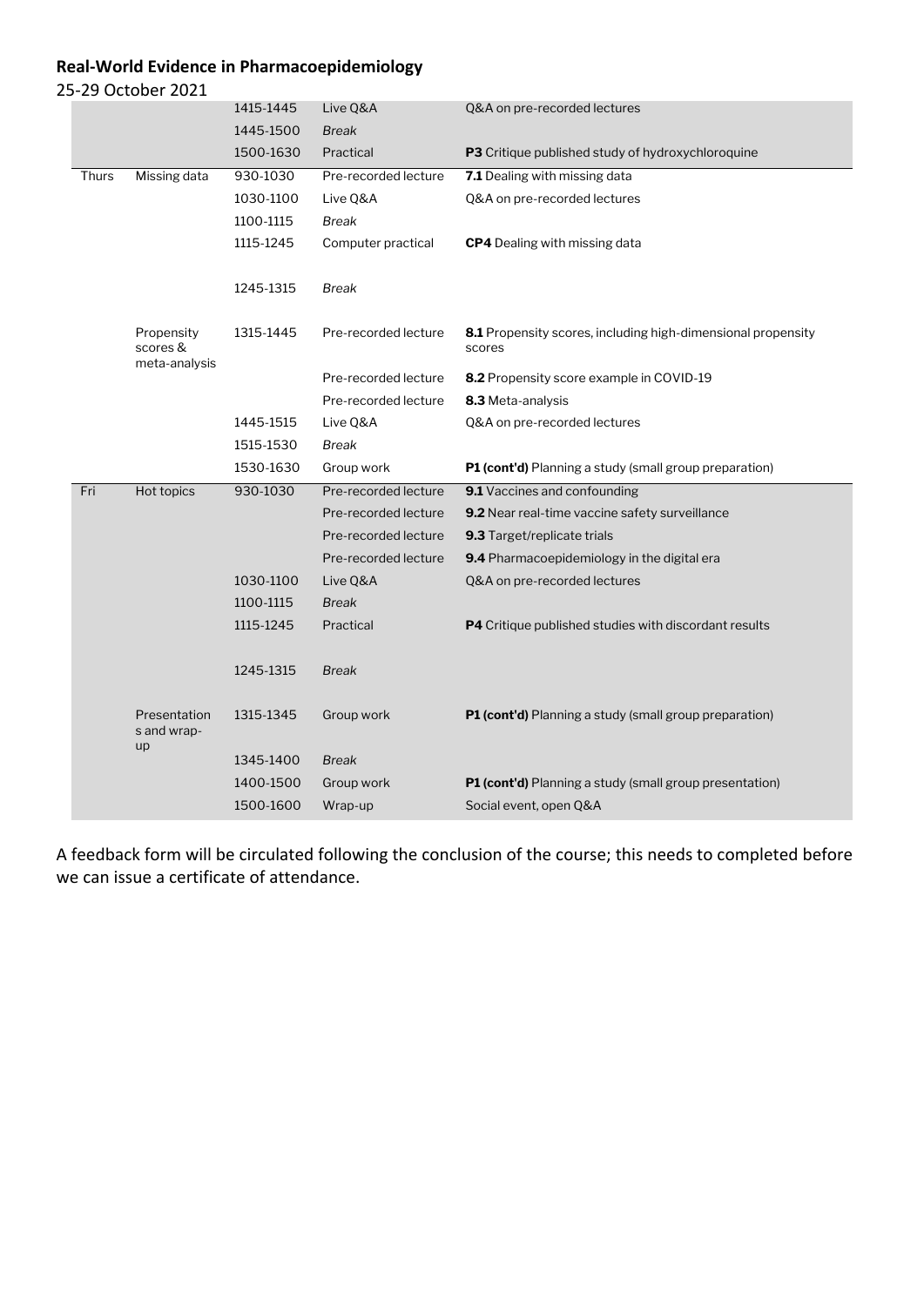**Real-World Evidence in Pharmacoepidemiology**

25-29 October 2021

| | | | | |
|---|---|---|---|---|
| | | 1415-1445 | Live Q&A | Q&A on pre-recorded lectures |
| | | 1445-1500 | *Break* | |
| | | 1500-1630 | Practical | **P3** Critique published study of hydroxychloroquine |
| Thurs | Missing data | 930-1030 | Pre-recorded lecture | **7.1** Dealing with missing data |
| | | 1030-1100 | Live Q&A | Q&A on pre-recorded lectures |
| | | 1100-1115 | *Break* | |
| | | 1115-1245 | Computer practical | **CP4** Dealing with missing data |
| | | 1245-1315 | *Break* | |
| | Propensity scores & meta-analysis | 1315-1445 | Pre-recorded lecture | **8.1** Propensity scores, including high-dimensional propensity scores |
| | | | Pre-recorded lecture | **8.2** Propensity score example in COVID-19 |
| | | | Pre-recorded lecture | **8.3** Meta-analysis |
| | | 1445-1515 | Live Q&A | Q&A on pre-recorded lectures |
| | | 1515-1530 | *Break* | |
| | | 1530-1630 | Group work | **P1 (cont'd)** Planning a study (small group preparation) |
| Fri | Hot topics | 930-1030 | Pre-recorded lecture | **9.1** Vaccines and confounding |
| | | | Pre-recorded lecture | **9.2** Near real-time vaccine safety surveillance |
| | | | Pre-recorded lecture | **9.3** Target/replicate trials |
| | | | Pre-recorded lecture | **9.4** Pharmacoepidemiology in the digital era |
| | | 1030-1100 | Live Q&A | Q&A on pre-recorded lectures |
| | | 1100-1115 | *Break* | |
| | | 1115-1245 | Practical | **P4** Critique published studies with discordant results |
| | | 1245-1315 | *Break* | |
| | Presentations and wrap-up | 1315-1345 | Group work | **P1 (cont'd)** Planning a study (small group preparation) |
| | | 1345-1400 | *Break* | |
| | | 1400-1500 | Group work | **P1 (cont'd)** Planning a study (small group presentation) |
| | | 1500-1600 | Wrap-up | Social event, open Q&A |

A feedback form will be circulated following the conclusion of the course; this needs to completed before we can issue a certificate of attendance.